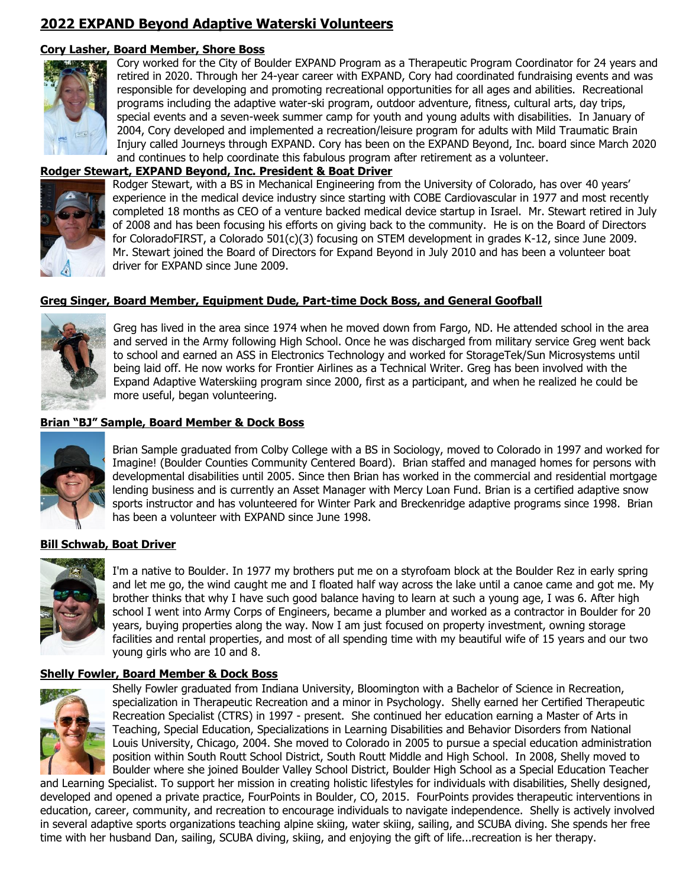# 2022 EXPAND Beyond Adaptive Waterski Volunteers

## Cory Lasher, Board Member, Shore Boss

Cory worked for the City of Boulder EXPAND Program as a Therapeutic Program Coordinator for 24 years and retired in 2020. Through her 24-year career with EXPAND, Cory had coordinated fundraising events and was responsible for developing and promoting recreational opportunities for all ages and abilities. Recreational programs including the adaptive water-ski program, outdoor adventure, fitness, cultural arts, day trips, special events and a seven-week summer camp for youth and young adults with disabilities. In January of 2004, Cory developed and implemented a recreation/leisure program for adults with Mild Traumatic Brain Injury called Journeys through EXPAND. Cory has been on the EXPAND Beyond, Inc. board since March 2020 and continues to help coordinate this fabulous program after retirement as a volunteer.

## Rodger Stewart, EXPAND Beyond, Inc. President & Boat Driver

Rodger Stewart, with a BS in Mechanical Engineering from the University of Colorado, has over 40 years' experience in the medical device industry since starting with COBE Cardiovascular in 1977 and most recently completed 18 months as CEO of a venture backed medical device startup in Israel. Mr. Stewart retired in July of 2008 and has been focusing his efforts on giving back to the community. He is on the Board of Directors for ColoradoFIRST, a Colorado 501(c)(3) focusing on STEM development in grades K-12, since June 2009. Mr. Stewart joined the Board of Directors for Expand Beyond in July 2010 and has been a volunteer boat driver for EXPAND since June 2009.

## Greg Singer, Board Member, Equipment Dude, Part-time Dock Boss, and General Goofball

Greg has lived in the area since 1974 when he moved down from Fargo, ND. He attended school in the area and served in the Army following High School. Once he was discharged from military service Greg went back to school and earned an ASS in Electronics Technology and worked for StorageTek/Sun Microsystems until being laid off. He now works for Frontier Airlines as a Technical Writer. Greg has been involved with the Expand Adaptive Waterskiing program since 2000, first as a participant, and when he realized he could be more useful, began volunteering.

## Brian "BJ" Sample, Board Member & Dock Boss

Brian Sample graduated from Colby College with a BS in Sociology, moved to Colorado in 1997 and worked for Imagine! (Boulder Counties Community Centered Board). Brian staffed and managed homes for persons with developmental disabilities until 2005. Since then Brian has worked in the commercial and residential mortgage lending business and is currently an Asset Manager with Mercy Loan Fund. Brian is a certified adaptive snow sports instructor and has volunteered for Winter Park and Breckenridge adaptive programs since 1998. Brian has been a volunteer with EXPAND since June 1998.

## Bill Schwab, Boat Driver

I'm a native to Boulder. In 1977 my brothers put me on a styrofoam block at the Boulder Rez in early spring and let me go, the wind caught me and I floated half way across the lake until a canoe came and got me. My brother thinks that why I have such good balance having to learn at such a young age, I was 6. After high school I went into Army Corps of Engineers, became a plumber and worked as a contractor in Boulder for 20 years, buying properties along the way. Now I am just focused on property investment, owning storage facilities and rental properties, and most of all spending time with my beautiful wife of 15 years and our two young girls who are 10 and 8.

## Shelly Fowler, Board Member & Dock Boss

Shelly Fowler graduated from Indiana University, Bloomington with a Bachelor of Science in Recreation, specialization in Therapeutic Recreation and a minor in Psychology. Shelly earned her Certified Therapeutic Recreation Specialist (CTRS) in 1997 - present. She continued her education earning a Master of Arts in Teaching, Special Education, Specializations in Learning Disabilities and Behavior Disorders from National Louis University, Chicago, 2004. She moved to Colorado in 2005 to pursue a special education administration position within South Routt School District, South Routt Middle and High School. In 2008, Shelly moved to Boulder where she joined Boulder Valley School District, Boulder High School as a Special Education Teacher and Learning Specialist. To support her mission in creating holistic lifestyles for individuals with disabilities, Shelly designed, developed and opened a private practice, FourPoints in Boulder, CO, 2015. FourPoints provides therapeutic interventions in education, career, community, and recreation to encourage individuals to navigate independence. Shelly is actively involved in several adaptive sports organizations teaching alpine skiing, water skiing, sailing, and SCUBA diving. She spends her free time with her husband Dan, sailing, SCUBA diving, skiing, and enjoying the gift of life...recreation is her therapy.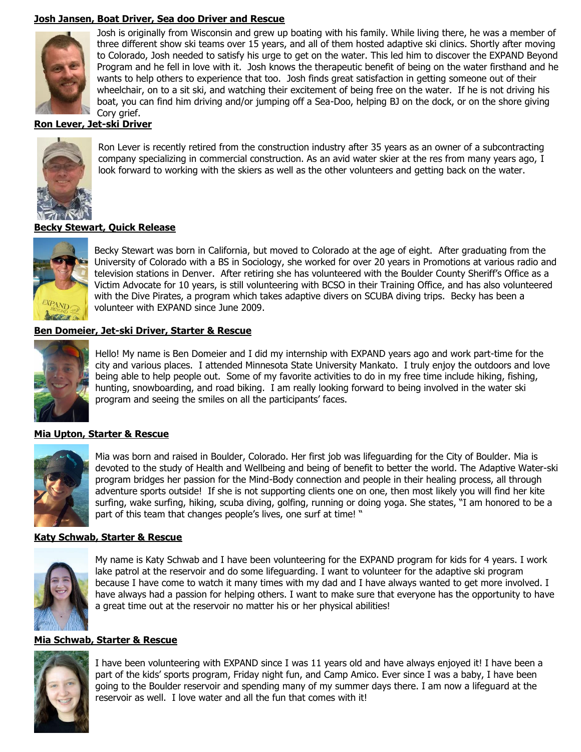**Josh Jansen, Boat Driver, Sea doo Driver and Rescue**

Josh is originally from Wisconsin and grew up boating with his family. While living there, he was a member of three different show ski teams over 15 years, and all of them hosted adaptive ski clinics. Shortly after moving to Colorado, Josh needed to satisfy his urge to get on the water. This led him to discover the EXPAND Beyond Program and he fell in love with it. Josh knows the therapeutic benefit of being on the water firsthand and he wants to help others to experience that too. Josh finds great satisfaction in getting someone out of their wheelchair, on to a sit ski, and watching their excitement of being free on the water. If he is not driving his boat, you can find him driving and/or jumping off a Sea-Doo, helping BJ on the dock, or on the shore giving Cory grief.

**Ron Lever, Jet-ski Driver**

Ron Lever is recently retired from the construction industry after 35 years as an owner of a subcontracting company specializing in commercial construction. As an avid water skier at the res from many years ago, I look forward to working with the skiers as well as the other volunteers and getting back on the water.

**Becky Stewart, Quick Release**

Becky Stewart was born in California, but moved to Colorado at the age of eight. After graduating from the University of Colorado with a BS in Sociology, she worked for over 20 years in Promotions at various radio and television stations in Denver. After retiring she has volunteered with the Boulder County Sheriff's Office as a Victim Advocate for 10 years, is still volunteering with BCSO in their Training Office, and has also volunteered with the Dive Pirates, a program which takes adaptive divers on SCUBA diving trips. Becky has been a volunteer with EXPAND since June 2009.

**Ben Domeier, Jet-ski Driver, Starter & Rescue**

Hello! My name is Ben Domeier and I did my internship with EXPAND years ago and work part-time for the city and various places. I attended Minnesota State University Mankato. I truly enjoy the outdoors and love being able to help people out. Some of my favorite activities to do in my free time include hiking, fishing, hunting, snowboarding, and road biking. I am really looking forward to being involved in the water ski program and seeing the smiles on all the participants' faces.

**Mia Upton, Starter & Rescue**

Mia was born and raised in Boulder, Colorado. Her first job was lifeguarding for the City of Boulder. Mia is devoted to the study of Health and Wellbeing and being of benefit to better the world. The Adaptive Water-ski program bridges her passion for the Mind-Body connection and people in their healing process, all through adventure sports outside! If she is not supporting clients one on one, then most likely you will find her kite surfing, wake surfing, hiking, scuba diving, golfing, running or doing yoga. She states, "I am honored to be a part of this team that changes people's lives, one surf at time! "

**Katy Schwab, Starter & Rescue**

My name is Katy Schwab and I have been volunteering for the EXPAND program for kids for 4 years. I work lake patrol at the reservoir and do some lifeguarding. I want to volunteer for the adaptive ski program because I have come to watch it many times with my dad and I have always wanted to get more involved. I have always had a passion for helping others. I want to make sure that everyone has the opportunity to have a great time out at the reservoir no matter his or her physical abilities!

**Mia Schwab, Starter & Rescue**

I have been volunteering with EXPAND since I was 11 years old and have always enjoyed it! I have been a part of the kids' sports program, Friday night fun, and Camp Amico. Ever since I was a baby, I have been going to the Boulder reservoir and spending many of my summer days there. I am now a lifeguard at the reservoir as well. I love water and all the fun that comes with it!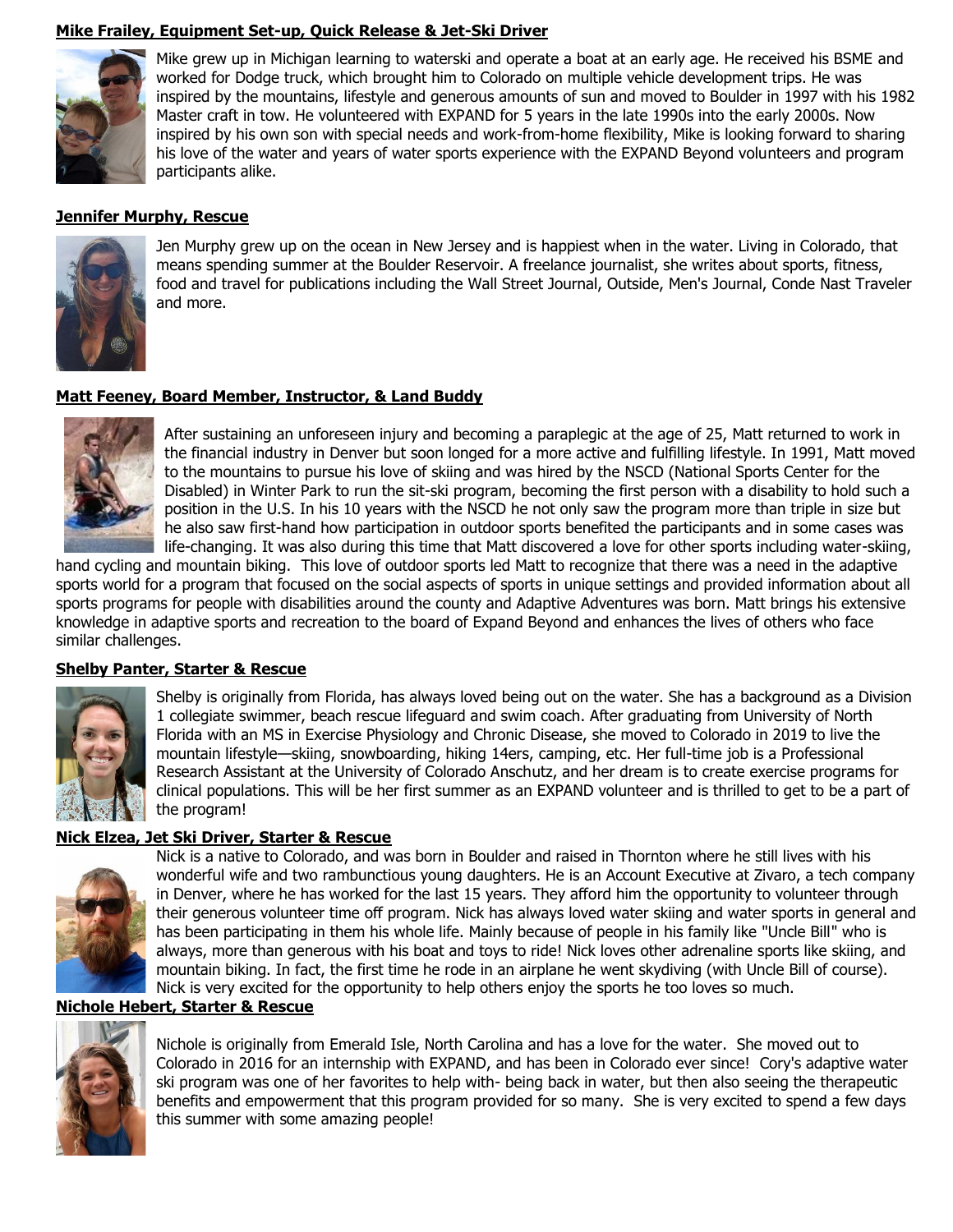**Mike Frailey, Equipment Set-up, Quick Release & Jet-Ski Driver**

Mike grew up in Michigan learning to waterski and operate a boat at an early age. He received his BSME and worked for Dodge truck, which brought him to Colorado on multiple vehicle development trips. He was inspired by the mountains, lifestyle and generous amounts of sun and moved to Boulder in 1997 with his 1982 Master craft in tow. He volunteered with EXPAND for 5 years in the late 1990s into the early 2000s. Now inspired by his own son with special needs and work-from-home flexibility, Mike is looking forward to sharing his love of the water and years of water sports experience with the EXPAND Beyond volunteers and program participants alike.

**Jennifer Murphy, Rescue**

Jen Murphy grew up on the ocean in New Jersey and is happiest when in the water. Living in Colorado, that means spending summer at the Boulder Reservoir. A freelance journalist, she writes about sports, fitness, food and travel for publications including the Wall Street Journal, Outside, Men's Journal, Conde Nast Traveler and more.

**Matt Feeney, Board Member, Instructor, & Land Buddy**

After sustaining an unforeseen injury and becoming a paraplegic at the age of 25, Matt returned to work in the financial industry in Denver but soon longed for a more active and fulfilling lifestyle. In 1991, Matt moved to the mountains to pursue his love of skiing and was hired by the NSCD (National Sports Center for the Disabled) in Winter Park to run the sit-ski program, becoming the first person with a disability to hold such a position in the U.S. In his 10 years with the NSCD he not only saw the program more than triple in size but he also saw first-hand how participation in outdoor sports benefited the participants and in some cases was life-changing. It was also during this time that Matt discovered a love for other sports including water-skiing, hand cycling and mountain biking. This love of outdoor sports led Matt to recognize that there was a need in the adaptive sports world for a program that focused on the social aspects of sports in unique settings and provided information about all sports programs for people with disabilities around the county and Adaptive Adventures was born. Matt brings his extensive knowledge in adaptive sports and recreation to the board of Expand Beyond and enhances the lives of others who face similar challenges.

**Shelby Panter, Starter & Rescue**

Shelby is originally from Florida, has always loved being out on the water. She has a background as a Division 1 collegiate swimmer, beach rescue lifeguard and swim coach. After graduating from University of North Florida with an MS in Exercise Physiology and Chronic Disease, she moved to Colorado in 2019 to live the mountain lifestyle—skiing, snowboarding, hiking 14ers, camping, etc. Her full-time job is a Professional Research Assistant at the University of Colorado Anschutz, and her dream is to create exercise programs for clinical populations. This will be her first summer as an EXPAND volunteer and is thrilled to get to be a part of the program!

**Nick Elzea, Jet Ski Driver, Starter & Rescue**

Nick is a native to Colorado, and was born in Boulder and raised in Thornton where he still lives with his wonderful wife and two rambunctious young daughters. He is an Account Executive at Zivaro, a tech company in Denver, where he has worked for the last 15 years. They afford him the opportunity to volunteer through their generous volunteer time off program. Nick has always loved water skiing and water sports in general and has been participating in them his whole life. Mainly because of people in his family like "Uncle Bill" who is always, more than generous with his boat and toys to ride! Nick loves other adrenaline sports like skiing, and mountain biking. In fact, the first time he rode in an airplane he went skydiving (with Uncle Bill of course). Nick is very excited for the opportunity to help others enjoy the sports he too loves so much.

**Nichole Hebert, Starter & Rescue**

Nichole is originally from Emerald Isle, North Carolina and has a love for the water. She moved out to Colorado in 2016 for an internship with EXPAND, and has been in Colorado ever since! Cory's adaptive water ski program was one of her favorites to help with- being back in water, but then also seeing the therapeutic benefits and empowerment that this program provided for so many. She is very excited to spend a few days this summer with some amazing people!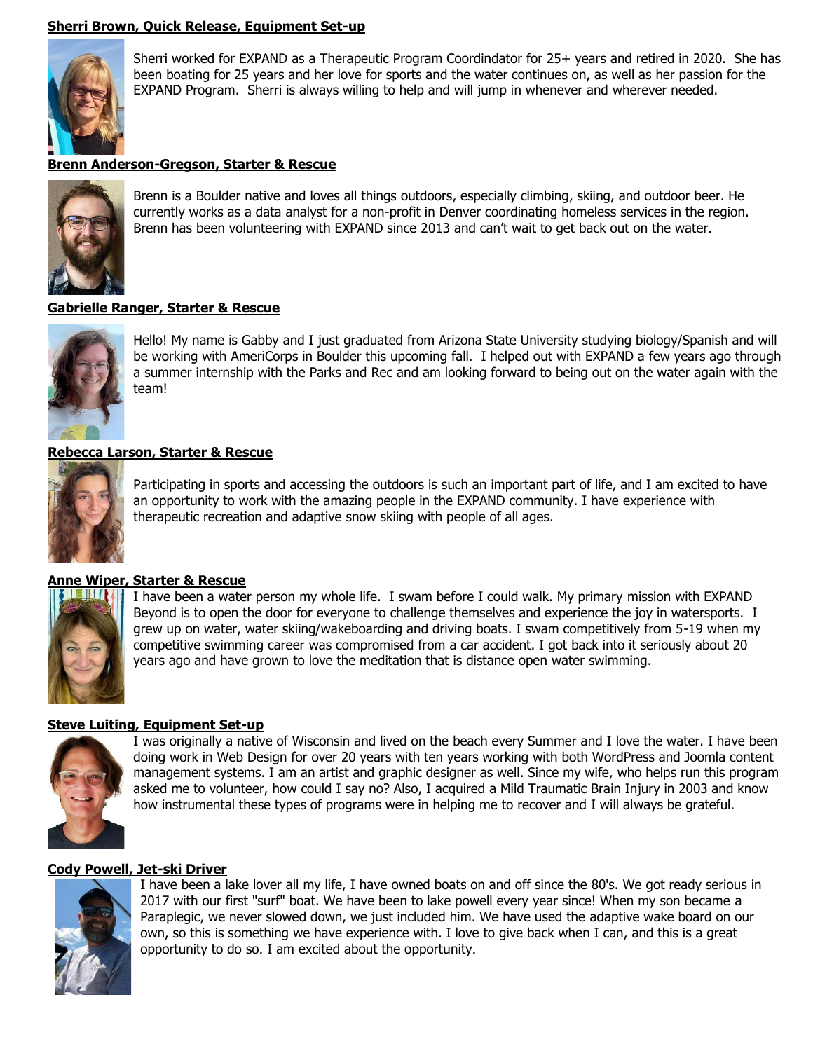**Sherri Brown, Quick Release, Equipment Set-up**

Sherri worked for EXPAND as a Therapeutic Program Coordindator for 25+ years and retired in 2020. She has been boating for 25 years and her love for sports and the water continues on, as well as her passion for the EXPAND Program. Sherri is always willing to help and will jump in whenever and wherever needed.

**Brenn Anderson-Gregson, Starter & Rescue**

Brenn is a Boulder native and loves all things outdoors, especially climbing, skiing, and outdoor beer. He currently works as a data analyst for a non-profit in Denver coordinating homeless services in the region. Brenn has been volunteering with EXPAND since 2013 and can't wait to get back out on the water.

**Gabrielle Ranger, Starter & Rescue**

Hello! My name is Gabby and I just graduated from Arizona State University studying biology/Spanish and will be working with AmeriCorps in Boulder this upcoming fall. I helped out with EXPAND a few years ago through a summer internship with the Parks and Rec and am looking forward to being out on the water again with the team!

**Rebecca Larson, Starter & Rescue**

Participating in sports and accessing the outdoors is such an important part of life, and I am excited to have an opportunity to work with the amazing people in the EXPAND community. I have experience with therapeutic recreation and adaptive snow skiing with people of all ages.

**Anne Wiper, Starter & Rescue**

I have been a water person my whole life. I swam before I could walk. My primary mission with EXPAND Beyond is to open the door for everyone to challenge themselves and experience the joy in watersports. I grew up on water, water skiing/wakeboarding and driving boats. I swam competitively from 5-19 when my competitive swimming career was compromised from a car accident. I got back into it seriously about 20 years ago and have grown to love the meditation that is distance open water swimming.

**Steve Luiting, Equipment Set-up**

I was originally a native of Wisconsin and lived on the beach every Summer and I love the water. I have been doing work in Web Design for over 20 years with ten years working with both WordPress and Joomla content management systems. I am an artist and graphic designer as well. Since my wife, who helps run this program asked me to volunteer, how could I say no? Also, I acquired a Mild Traumatic Brain Injury in 2003 and know how instrumental these types of programs were in helping me to recover and I will always be grateful.

**Cody Powell, Jet-ski Driver**

I have been a lake lover all my life, I have owned boats on and off since the 80's. We got ready serious in 2017 with our first "surf" boat. We have been to lake powell every year since! When my son became a Paraplegic, we never slowed down, we just included him. We have used the adaptive wake board on our own, so this is something we have experience with. I love to give back when I can, and this is a great opportunity to do so. I am excited about the opportunity.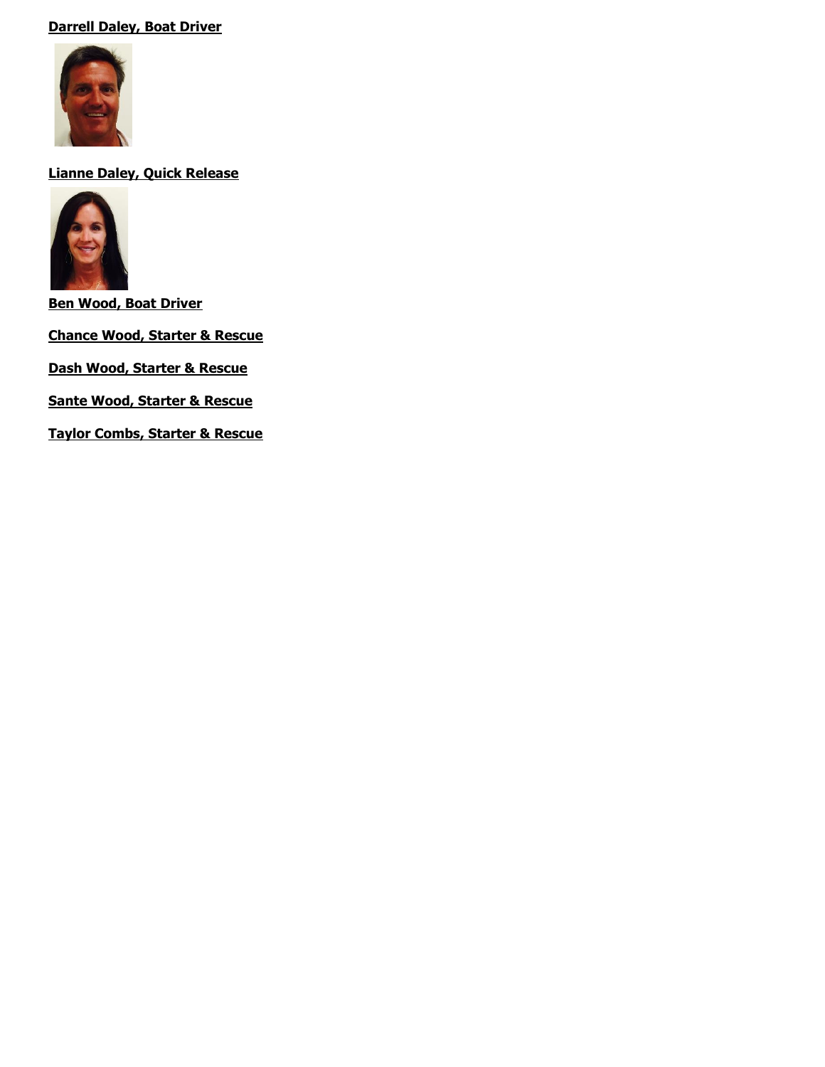**Darrell Daley, Boat Driver**

**Lianne Daley, Quick Release**

**Ben Wood, Boat Driver**

**Chance Wood, Starter & Rescue**

**Dash Wood, Starter & Rescue**

**Sante Wood, Starter & Rescue**

**Taylor Combs, Starter & Rescue**